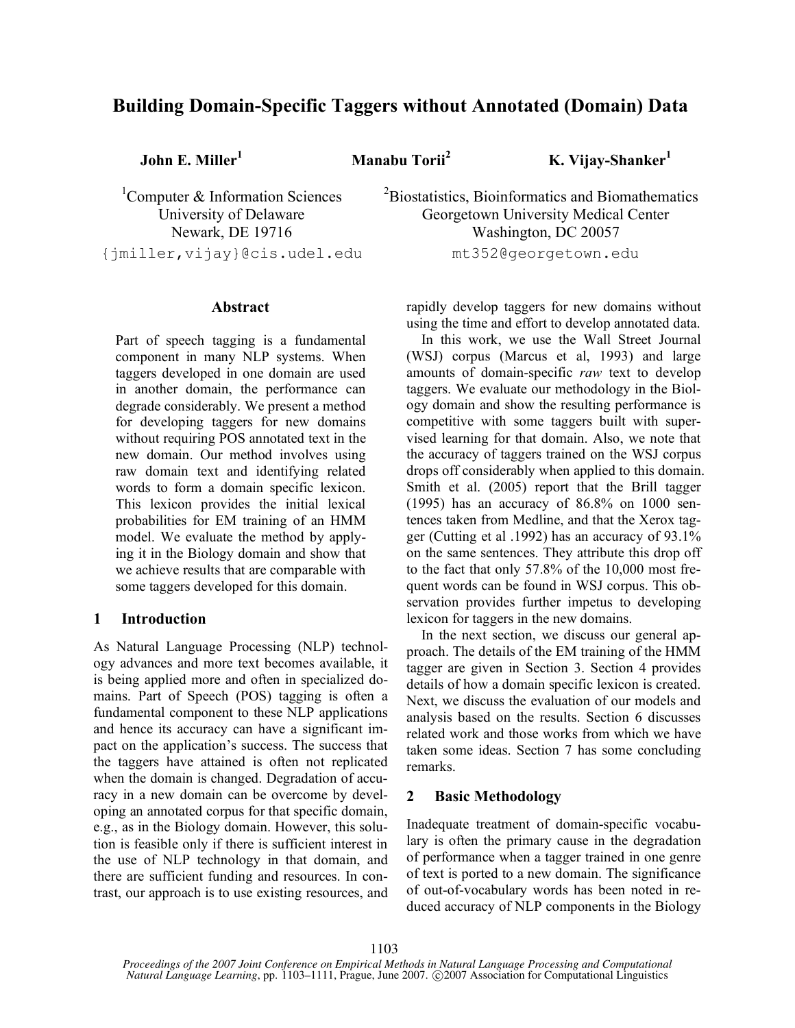# Building Domain-Specific Taggers without Annotated (Domain) Data

**John E. Miller**[1] **Manabu Torii**[2] **K. Vijay-Shanker**[1]

[1]Computer & Information Sciences
University of Delaware
Newark, DE 19716
{jmiller,vijay}@cis.udel.edu

[2]Biostatistics, Bioinformatics and Biomathematics
Georgetown University Medical Center
Washington, DC 20057
mt352@georgetown.edu

## Abstract

Part of speech tagging is a fundamental component in many NLP systems. When taggers developed in one domain are used in another domain, the performance can degrade considerably. We present a method for developing taggers for new domains without requiring POS annotated text in the new domain. Our method involves using raw domain text and identifying related words to form a domain specific lexicon. This lexicon provides the initial lexical probabilities for EM training of an HMM model. We evaluate the method by applying it in the Biology domain and show that we achieve results that are comparable with some taggers developed for this domain.

## 1 Introduction

As Natural Language Processing (NLP) technology advances and more text becomes available, it is being applied more and often in specialized domains. Part of Speech (POS) tagging is often a fundamental component to these NLP applications and hence its accuracy can have a significant impact on the application's success. The success that the taggers have attained is often not replicated when the domain is changed. Degradation of accuracy in a new domain can be overcome by developing an annotated corpus for that specific domain, e.g., as in the Biology domain. However, this solution is feasible only if there is sufficient interest in the use of NLP technology in that domain, and there are sufficient funding and resources. In contrast, our approach is to use existing resources, and rapidly develop taggers for new domains without using the time and effort to develop annotated data.

In this work, we use the Wall Street Journal (WSJ) corpus (Marcus et al, 1993) and large amounts of domain-specific *raw* text to develop taggers. We evaluate our methodology in the Biology domain and show the resulting performance is competitive with some taggers built with supervised learning for that domain. Also, we note that the accuracy of taggers trained on the WSJ corpus drops off considerably when applied to this domain. Smith et al. (2005) report that the Brill tagger (1995) has an accuracy of 86.8% on 1000 sentences taken from Medline, and that the Xerox tagger (Cutting et al .1992) has an accuracy of 93.1% on the same sentences. They attribute this drop off to the fact that only 57.8% of the 10,000 most frequent words can be found in WSJ corpus. This observation provides further impetus to developing lexicon for taggers in the new domains.

In the next section, we discuss our general approach. The details of the EM training of the HMM tagger are given in Section 3. Section 4 provides details of how a domain specific lexicon is created. Next, we discuss the evaluation of our models and analysis based on the results. Section 6 discusses related work and those works from which we have taken some ideas. Section 7 has some concluding remarks.

## 2 Basic Methodology

Inadequate treatment of domain-specific vocabulary is often the primary cause in the degradation of performance when a tagger trained in one genre of text is ported to a new domain. The significance of out-of-vocabulary words has been noted in reduced accuracy of NLP components in the Biology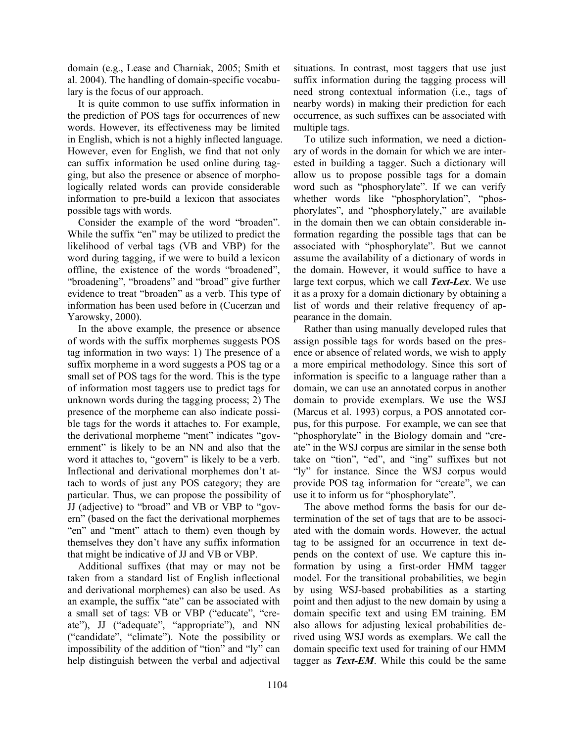domain (e.g., Lease and Charniak, 2005; Smith et al. 2004). The handling of domain-specific vocabulary is the focus of our approach.

It is quite common to use suffix information in the prediction of POS tags for occurrences of new words. However, its effectiveness may be limited in English, which is not a highly inflected language. However, even for English, we find that not only can suffix information be used online during tagging, but also the presence or absence of morphologically related words can provide considerable information to pre-build a lexicon that associates possible tags with words.

Consider the example of the word "broaden". While the suffix "en" may be utilized to predict the likelihood of verbal tags (VB and VBP) for the word during tagging, if we were to build a lexicon offline, the existence of the words "broadened", "broadening", "broadens" and "broad" give further evidence to treat "broaden" as a verb. This type of information has been used before in (Cucerzan and Yarowsky, 2000).

In the above example, the presence or absence of words with the suffix morphemes suggests POS tag information in two ways: 1) The presence of a suffix morpheme in a word suggests a POS tag or a small set of POS tags for the word. This is the type of information most taggers use to predict tags for unknown words during the tagging process; 2) The presence of the morpheme can also indicate possible tags for the words it attaches to. For example, the derivational morpheme "ment" indicates "government" is likely to be an NN and also that the word it attaches to, "govern" is likely to be a verb. Inflectional and derivational morphemes don't attach to words of just any POS category; they are particular. Thus, we can propose the possibility of JJ (adjective) to "broad" and VB or VBP to "govern" (based on the fact the derivational morphemes "en" and "ment" attach to them) even though by themselves they don't have any suffix information that might be indicative of JJ and VB or VBP.

Additional suffixes (that may or may not be taken from a standard list of English inflectional and derivational morphemes) can also be used. As an example, the suffix "ate" can be associated with a small set of tags: VB or VBP ("educate", "create"), JJ ("adequate", "appropriate"), and NN ("candidate", "climate"). Note the possibility or impossibility of the addition of "tion" and "ly" can help distinguish between the verbal and adjectival situations. In contrast, most taggers that use just suffix information during the tagging process will need strong contextual information (i.e., tags of nearby words) in making their prediction for each occurrence, as such suffixes can be associated with multiple tags.

To utilize such information, we need a dictionary of words in the domain for which we are interested in building a tagger. Such a dictionary will allow us to propose possible tags for a domain word such as "phosphorylate". If we can verify whether words like "phosphorylation", "phosphorylates", and "phosphorylately," are available in the domain then we can obtain considerable information regarding the possible tags that can be associated with "phosphorylate". But we cannot assume the availability of a dictionary of words in the domain. However, it would suffice to have a large text corpus, which we call ***Text-Lex***. We use it as a proxy for a domain dictionary by obtaining a list of words and their relative frequency of appearance in the domain.

Rather than using manually developed rules that assign possible tags for words based on the presence or absence of related words, we wish to apply a more empirical methodology. Since this sort of information is specific to a language rather than a domain, we can use an annotated corpus in another domain to provide exemplars. We use the WSJ (Marcus et al. 1993) corpus, a POS annotated corpus, for this purpose. For example, we can see that "phosphorylate" in the Biology domain and "create" in the WSJ corpus are similar in the sense both take on "tion", "ed", and "ing" suffixes but not "ly" for instance. Since the WSJ corpus would provide POS tag information for "create", we can use it to inform us for "phosphorylate".

The above method forms the basis for our determination of the set of tags that are to be associated with the domain words. However, the actual tag to be assigned for an occurrence in text depends on the context of use. We capture this information by using a first-order HMM tagger model. For the transitional probabilities, we begin by using WSJ-based probabilities as a starting point and then adjust to the new domain by using a domain specific text and using EM training. EM also allows for adjusting lexical probabilities derived using WSJ words as exemplars. We call the domain specific text used for training of our HMM tagger as ***Text-EM***. While this could be the same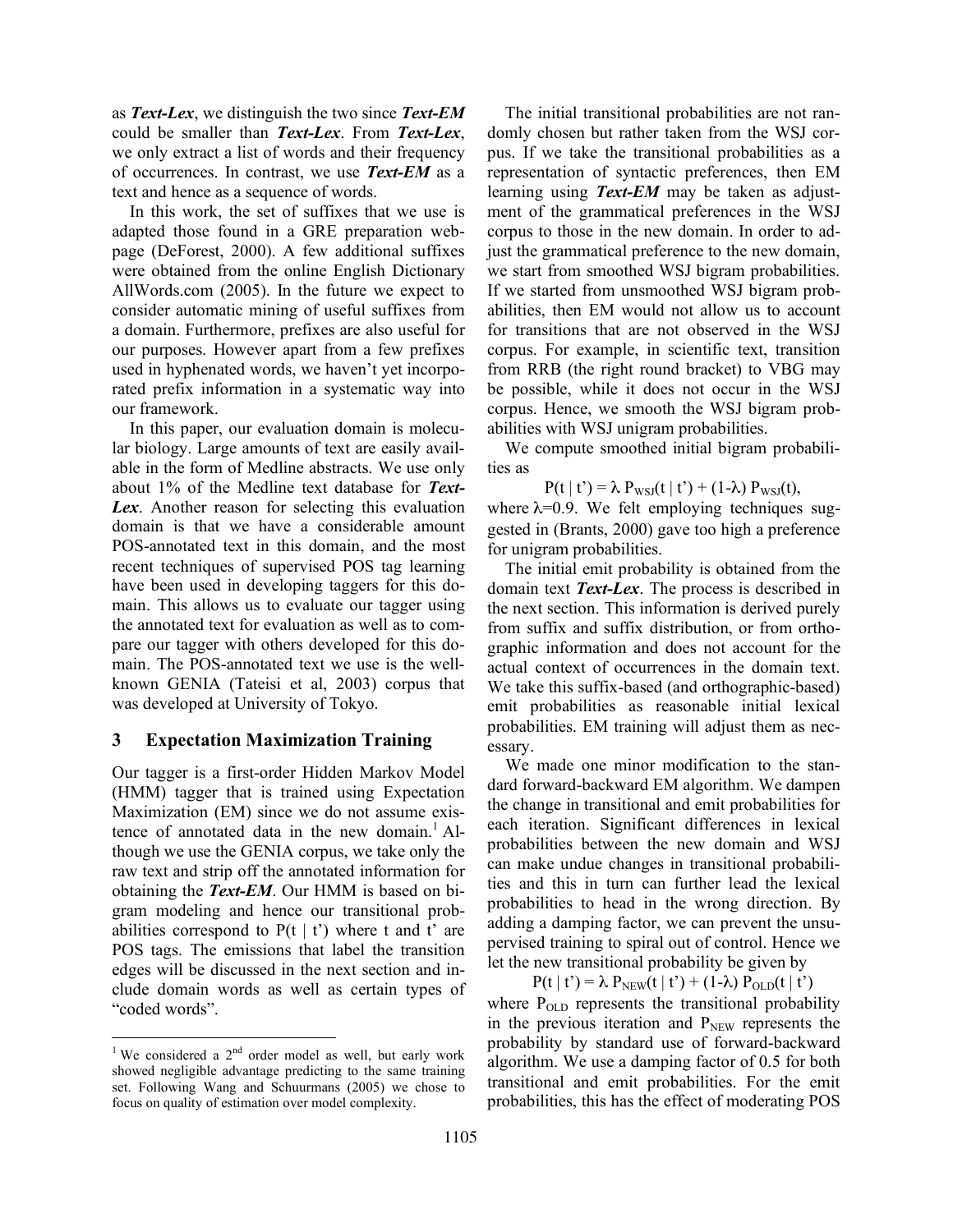as ***Text-Lex***, we distinguish the two since ***Text-EM*** could be smaller than ***Text-Lex***. From ***Text-Lex***, we only extract a list of words and their frequency of occurrences. In contrast, we use ***Text-EM*** as a text and hence as a sequence of words.

In this work, the set of suffixes that we use is adapted those found in a GRE preparation webpage (DeForest, 2000). A few additional suffixes were obtained from the online English Dictionary AllWords.com (2005). In the future we expect to consider automatic mining of useful suffixes from a domain. Furthermore, prefixes are also useful for our purposes. However apart from a few prefixes used in hyphenated words, we haven't yet incorporated prefix information in a systematic way into our framework.

In this paper, our evaluation domain is molecular biology. Large amounts of text are easily available in the form of Medline abstracts. We use only about 1% of the Medline text database for ***Text-Lex***. Another reason for selecting this evaluation domain is that we have a considerable amount POS-annotated text in this domain, and the most recent techniques of supervised POS tag learning have been used in developing taggers for this domain. This allows us to evaluate our tagger using the annotated text for evaluation as well as to compare our tagger with others developed for this domain. The POS-annotated text we use is the well-known GENIA (Tateisi et al, 2003) corpus that was developed at University of Tokyo.

## 3 Expectation Maximization Training

Our tagger is a first-order Hidden Markov Model (HMM) tagger that is trained using Expectation Maximization (EM) since we do not assume existence of annotated data in the new domain.[1] Although we use the GENIA corpus, we take only the raw text and strip off the annotated information for obtaining the ***Text-EM***. Our HMM is based on bigram modeling and hence our transitional probabilities correspond to $P(t \mid t')$ where t and t' are POS tags. The emissions that label the transition edges will be discussed in the next section and include domain words as well as certain types of "coded words".

[1] We considered a 2nd order model as well, but early work showed negligible advantage predicting to the same training set. Following Wang and Schuurmans (2005) we chose to focus on quality of estimation over model complexity.

The initial transitional probabilities are not randomly chosen but rather taken from the WSJ corpus. If we take the transitional probabilities as a representation of syntactic preferences, then EM learning using ***Text-EM*** may be taken as adjustment of the grammatical preferences in the WSJ corpus to those in the new domain. In order to adjust the grammatical preference to the new domain, we start from smoothed WSJ bigram probabilities. If we started from unsmoothed WSJ bigram probabilities, then EM would not allow us to account for transitions that are not observed in the WSJ corpus. For example, in scientific text, transition from RRB (the right round bracket) to VBG may be possible, while it does not occur in the WSJ corpus. Hence, we smooth the WSJ bigram probabilities with WSJ unigram probabilities.

We compute smoothed initial bigram probabilities as

$$P(t \mid t') = \lambda P_{WSJ}(t \mid t') + (1-\lambda) P_{WSJ}(t),$$

where $\lambda$=0.9. We felt employing techniques suggested in (Brants, 2000) gave too high a preference for unigram probabilities.

The initial emit probability is obtained from the domain text ***Text-Lex***. The process is described in the next section. This information is derived purely from suffix and suffix distribution, or from orthographic information and does not account for the actual context of occurrences in the domain text. We take this suffix-based (and orthographic-based) emit probabilities as reasonable initial lexical probabilities. EM training will adjust them as necessary.

We made one minor modification to the standard forward-backward EM algorithm. We dampen the change in transitional and emit probabilities for each iteration. Significant differences in lexical probabilities between the new domain and WSJ can make undue changes in transitional probabilities and this in turn can further lead the lexical probabilities to head in the wrong direction. By adding a damping factor, we can prevent the unsupervised training to spiral out of control. Hence we let the new transitional probability be given by

$$P(t \mid t') = \lambda P_{NEW}(t \mid t') + (1-\lambda) P_{OLD}(t \mid t')$$

where $P_{OLD}$ represents the transitional probability in the previous iteration and $P_{NEW}$ represents the probability by standard use of forward-backward algorithm. We use a damping factor of 0.5 for both transitional and emit probabilities. For the emit probabilities, this has the effect of moderating POS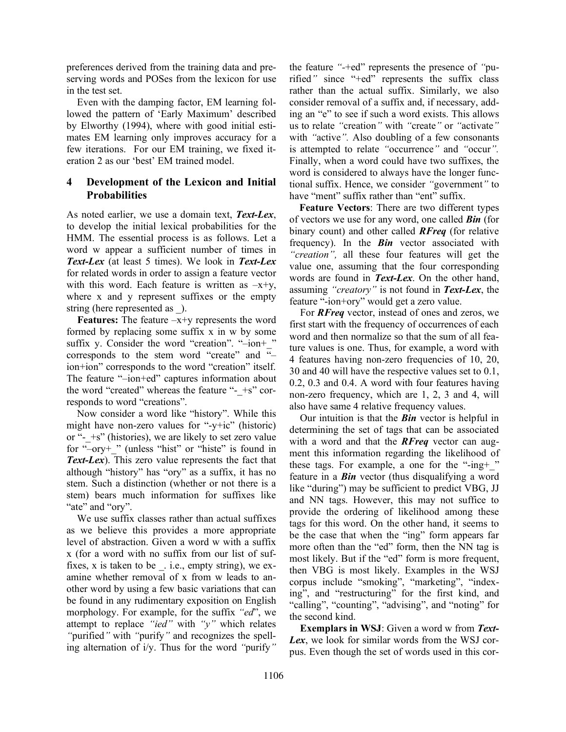preferences derived from the training data and preserving words and POSes from the lexicon for use in the test set.

Even with the damping factor, EM learning followed the pattern of 'Early Maximum' described by Elworthy (1994), where with good initial estimates EM learning only improves accuracy for a few iterations. For our EM training, we fixed iteration 2 as our 'best' EM trained model.

## 4 Development of the Lexicon and Initial Probabilities

As noted earlier, we use a domain text, ***Text-Lex***, to develop the initial lexical probabilities for the HMM. The essential process is as follows. Let a word w appear a sufficient number of times in ***Text-Lex*** (at least 5 times). We look in ***Text-Lex*** for related words in order to assign a feature vector with this word. Each feature is written as –x+y, where x and y represent suffixes or the empty string (here represented as _).

**Features:** The feature –x+y represents the word formed by replacing some suffix x in w by some suffix y. Consider the word "creation". "–ion+_" corresponds to the stem word "create" and "–ion+ion" corresponds to the word "creation" itself. The feature "–ion+ed" captures information about the word "created" whereas the feature "-_+s" corresponds to word "creations".

Now consider a word like "history". While this might have non-zero values for "-y+ic" (historic) or "-_+s" (histories), we are likely to set zero value for "–ory+_" (unless "hist" or "histe" is found in ***Text-Lex***). This zero value represents the fact that although "history" has "ory" as a suffix, it has no stem. Such a distinction (whether or not there is a stem) bears much information for suffixes like "ate" and "ory".

We use suffix classes rather than actual suffixes as we believe this provides a more appropriate level of abstraction. Given a word w with a suffix x (for a word with no suffix from our list of suffixes, x is taken to be _. i.e., empty string), we examine whether removal of x from w leads to another word by using a few basic variations that can be found in any rudimentary exposition on English morphology. For example, for the suffix *"ed*", we attempt to replace *"ied"* with *"y"* which relates *"*purified*"* with *"*purify*"* and recognizes the spelling alternation of i/y. Thus for the word *"*purify*"* the feature *"*-+ed" represents the presence of *"*purified*"* since "+ed" represents the suffix class rather than the actual suffix. Similarly, we also consider removal of a suffix and, if necessary, adding an "e" to see if such a word exists. This allows us to relate *"*creation*"* with *"*create*"* or *"*activate*"* with *"*active*".* Also doubling of a few consonants is attempted to relate *"*occurrence*"* and *"*occur*".* Finally, when a word could have two suffixes, the word is considered to always have the longer functional suffix. Hence, we consider *"*government*"* to have "ment" suffix rather than "ent" suffix.

**Feature Vectors**: There are two different types of vectors we use for any word, one called ***Bin*** (for binary count) and other called ***RFreq*** (for relative frequency). In the ***Bin*** vector associated with *"creation",* all these four features will get the value one, assuming that the four corresponding words are found in ***Text-Lex***. On the other hand, assuming *"creatory"* is not found in ***Text-Lex***, the feature "-ion+ory" would get a zero value.

For ***RFreq*** vector, instead of ones and zeros, we first start with the frequency of occurrences of each word and then normalize so that the sum of all feature values is one. Thus, for example, a word with 4 features having non-zero frequencies of 10, 20, 30 and 40 will have the respective values set to 0.1, 0.2, 0.3 and 0.4. A word with four features having non-zero frequency, which are 1, 2, 3 and 4, will also have same 4 relative frequency values.

Our intuition is that the ***Bin*** vector is helpful in determining the set of tags that can be associated with a word and that the ***RFreq*** vector can augment this information regarding the likelihood of these tags. For example, a one for the "-ing+_" feature in a ***Bin*** vector (thus disqualifying a word like "during") may be sufficient to predict VBG, JJ and NN tags. However, this may not suffice to provide the ordering of likelihood among these tags for this word. On the other hand, it seems to be the case that when the "ing" form appears far more often than the "ed" form, then the NN tag is most likely. But if the "ed" form is more frequent, then VBG is most likely. Examples in the WSJ corpus include "smoking", "marketing", "indexing", and "restructuring" for the first kind, and "calling", "counting", "advising", and "noting" for the second kind.

**Exemplars in WSJ**: Given a word w from ***Text-Lex***, we look for similar words from the WSJ corpus. Even though the set of words used in this cor-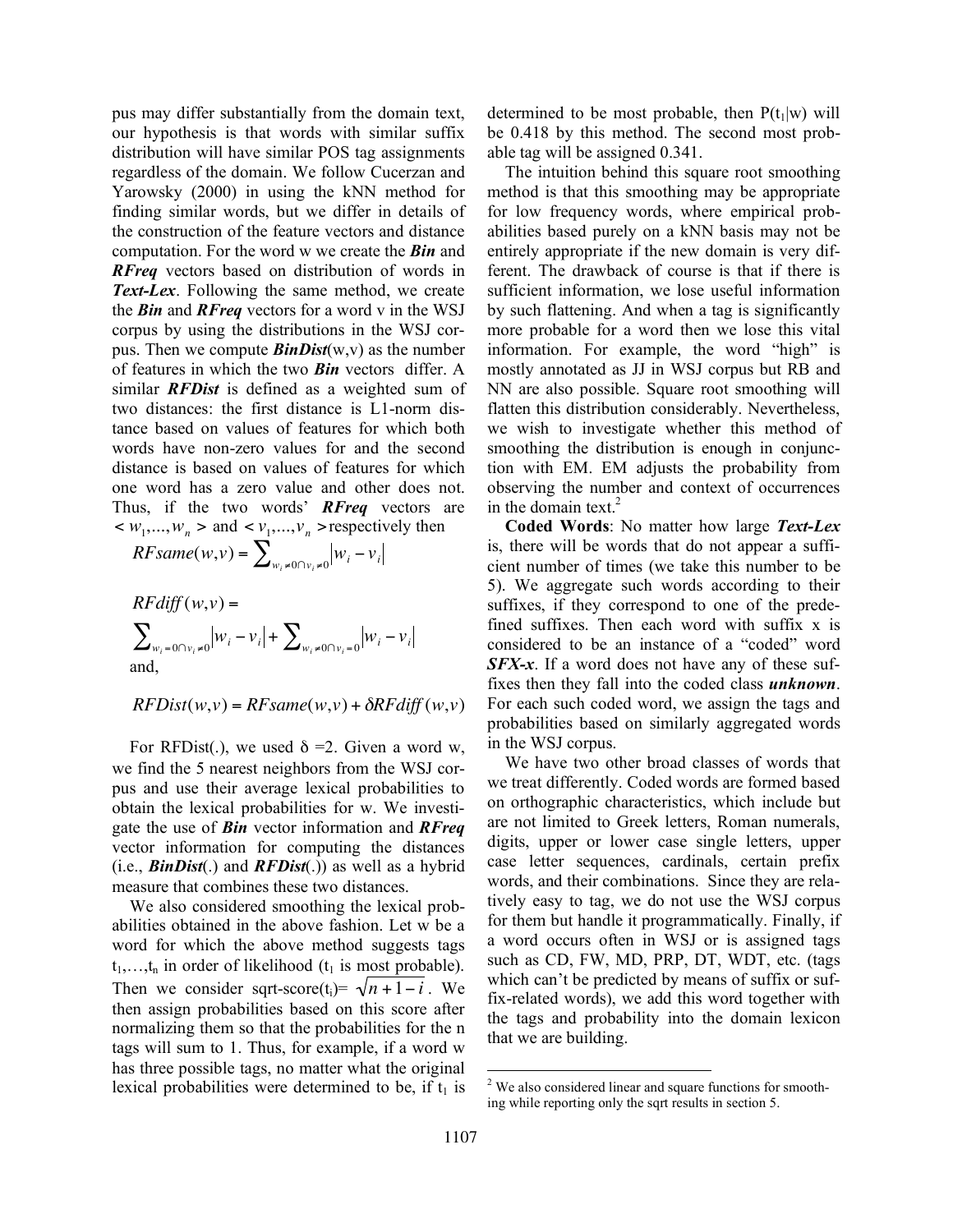pus may differ substantially from the domain text, our hypothesis is that words with similar suffix distribution will have similar POS tag assignments regardless of the domain. We follow Cucerzan and Yarowsky (2000) in using the kNN method for finding similar words, but we differ in details of the construction of the feature vectors and distance computation. For the word w we create the ***Bin*** and ***RFreq*** vectors based on distribution of words in ***Text-Lex***. Following the same method, we create the ***Bin*** and ***RFreq*** vectors for a word v in the WSJ corpus by using the distributions in the WSJ corpus. Then we compute ***BinDist***(w,v) as the number of features in which the two ***Bin*** vectors differ. A similar ***RFDist*** is defined as a weighted sum of two distances: the first distance is L1-norm distance based on values of features for which both words have non-zero values for and the second distance is based on values of features for which one word has a zero value and other does not. Thus, if the two words' ***RFreq*** vectors are $< w_1,...,w_n >$ and $< v_1,...,v_n >$ respectively then

$$RFsame(w,v) = \sum_{w_i \neq 0 \cap v_i \neq 0} |w_i - v_i|$$

$$RFdiff(w,v) = \sum_{w_i = 0 \cap v_i \neq 0} |w_i - v_i| + \sum_{w_i \neq 0 \cap v_i = 0} |w_i - v_i|$$

and,

$$RFDist(w,v) = RFsame(w,v) + \delta RFdiff(w,v)$$

For RFDist(.), we used $\delta = 2$. Given a word w, we find the 5 nearest neighbors from the WSJ corpus and use their average lexical probabilities to obtain the lexical probabilities for w. We investigate the use of ***Bin*** vector information and ***RFreq*** vector information for computing the distances (i.e., ***BinDist***(.) and ***RFDist***(.)) as well as a hybrid measure that combines these two distances.

We also considered smoothing the lexical probabilities obtained in the above fashion. Let w be a word for which the above method suggests tags $t_1,\ldots,t_n$ in order of likelihood ($t_1$ is most probable). Then we consider sqrt-score($t_i$)= $\sqrt{n+1-i}$. We then assign probabilities based on this score after normalizing them so that the probabilities for the n tags will sum to 1. Thus, for example, if a word w has three possible tags, no matter what the original lexical probabilities were determined to be, if $t_1$ is determined to be most probable, then $P(t_1|w)$ will be 0.418 by this method. The second most probable tag will be assigned 0.341.

The intuition behind this square root smoothing method is that this smoothing may be appropriate for low frequency words, where empirical probabilities based purely on a kNN basis may not be entirely appropriate if the new domain is very different. The drawback of course is that if there is sufficient information, we lose useful information by such flattening. And when a tag is significantly more probable for a word then we lose this vital information. For example, the word "high" is mostly annotated as JJ in WSJ corpus but RB and NN are also possible. Square root smoothing will flatten this distribution considerably. Nevertheless, we wish to investigate whether this method of smoothing the distribution is enough in conjunction with EM. EM adjusts the probability from observing the number and context of occurrences in the domain text.[2]

**Coded Words**: No matter how large ***Text-Lex*** is, there will be words that do not appear a sufficient number of times (we take this number to be 5). We aggregate such words according to their suffixes, if they correspond to one of the predefined suffixes. Then each word with suffix x is considered to be an instance of a "coded" word ***SFX-x***. If a word does not have any of these suffixes then they fall into the coded class ***unknown***. For each such coded word, we assign the tags and probabilities based on similarly aggregated words in the WSJ corpus.

We have two other broad classes of words that we treat differently. Coded words are formed based on orthographic characteristics, which include but are not limited to Greek letters, Roman numerals, digits, upper or lower case single letters, upper case letter sequences, cardinals, certain prefix words, and their combinations. Since they are relatively easy to tag, we do not use the WSJ corpus for them but handle it programmatically. Finally, if a word occurs often in WSJ or is assigned tags such as CD, FW, MD, PRP, DT, WDT, etc. (tags which can't be predicted by means of suffix or suffix-related words), we add this word together with the tags and probability into the domain lexicon that we are building.

[2] We also considered linear and square functions for smoothing while reporting only the sqrt results in section 5.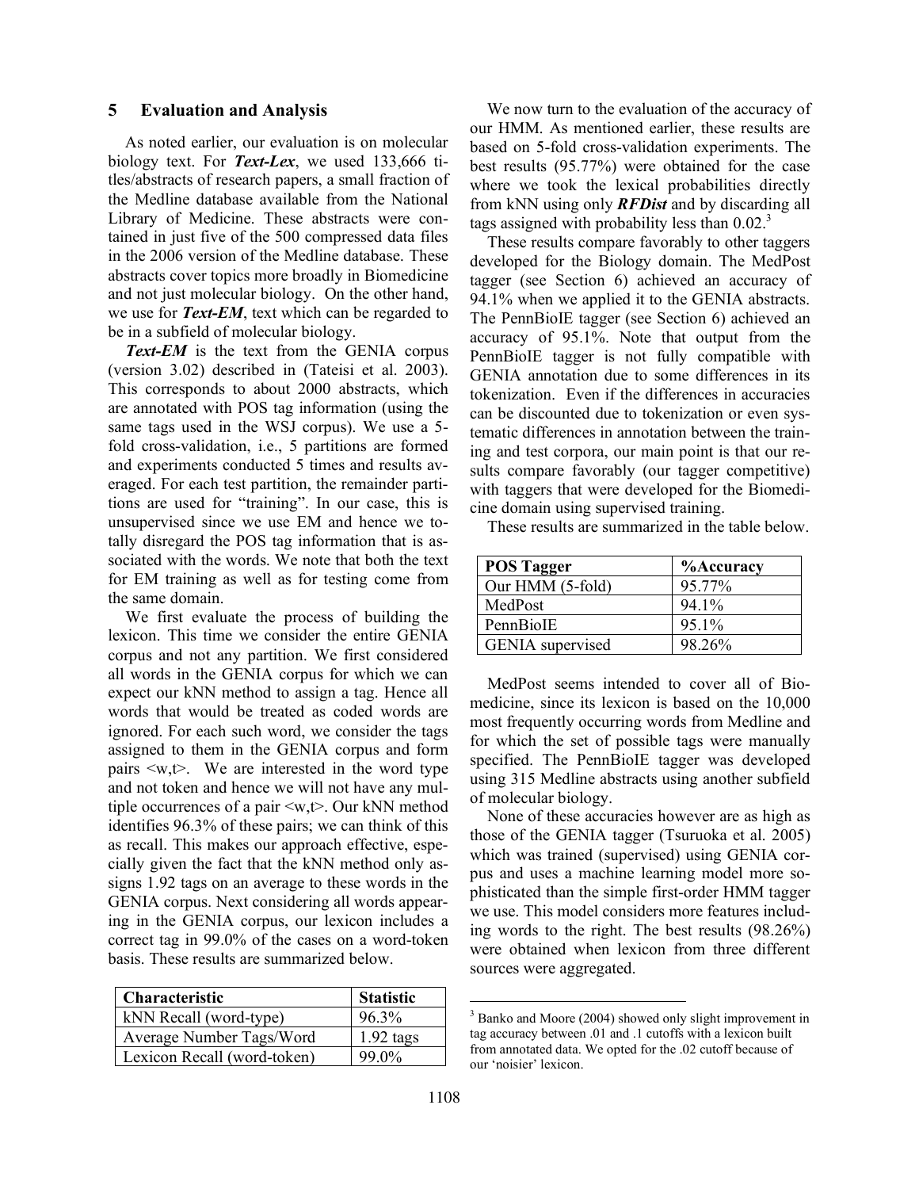## 5 Evaluation and Analysis

As noted earlier, our evaluation is on molecular biology text. For ***Text-Lex***, we used 133,666 titles/abstracts of research papers, a small fraction of the Medline database available from the National Library of Medicine. These abstracts were contained in just five of the 500 compressed data files in the 2006 version of the Medline database. These abstracts cover topics more broadly in Biomedicine and not just molecular biology. On the other hand, we use for ***Text-EM***, text which can be regarded to be in a subfield of molecular biology.

***Text-EM*** is the text from the GENIA corpus (version 3.02) described in (Tateisi et al. 2003). This corresponds to about 2000 abstracts, which are annotated with POS tag information (using the same tags used in the WSJ corpus). We use a 5-fold cross-validation, i.e., 5 partitions are formed and experiments conducted 5 times and results averaged. For each test partition, the remainder partitions are used for "training". In our case, this is unsupervised since we use EM and hence we totally disregard the POS tag information that is associated with the words. We note that both the text for EM training as well as for testing come from the same domain.

We first evaluate the process of building the lexicon. This time we consider the entire GENIA corpus and not any partition. We first considered all words in the GENIA corpus for which we can expect our kNN method to assign a tag. Hence all words that would be treated as coded words are ignored. For each such word, we consider the tags assigned to them in the GENIA corpus and form pairs <w,t>. We are interested in the word type and not token and hence we will not have any multiple occurrences of a pair <w,t>. Our kNN method identifies 96.3% of these pairs; we can think of this as recall. This makes our approach effective, especially given the fact that the kNN method only assigns 1.92 tags on an average to these words in the GENIA corpus. Next considering all words appearing in the GENIA corpus, our lexicon includes a correct tag in 99.0% of the cases on a word-token basis. These results are summarized below.

| Characteristic | Statistic |
|---|---|
| kNN Recall (word-type) | 96.3% |
| Average Number Tags/Word | 1.92 tags |
| Lexicon Recall (word-token) | 99.0% |

We now turn to the evaluation of the accuracy of our HMM. As mentioned earlier, these results are based on 5-fold cross-validation experiments. The best results (95.77%) were obtained for the case where we took the lexical probabilities directly from kNN using only ***RFDist*** and by discarding all tags assigned with probability less than 0.02.[3]

These results compare favorably to other taggers developed for the Biology domain. The MedPost tagger (see Section 6) achieved an accuracy of 94.1% when we applied it to the GENIA abstracts. The PennBioIE tagger (see Section 6) achieved an accuracy of 95.1%. Note that output from the PennBioIE tagger is not fully compatible with GENIA annotation due to some differences in its tokenization. Even if the differences in accuracies can be discounted due to tokenization or even systematic differences in annotation between the training and test corpora, our main point is that our results compare favorably (our tagger competitive) with taggers that were developed for the Biomedicine domain using supervised training.

These results are summarized in the table below.

| POS Tagger | %Accuracy |
|---|---|
| Our HMM (5-fold) | 95.77% |
| MedPost | 94.1% |
| PennBioIE | 95.1% |
| GENIA supervised | 98.26% |

MedPost seems intended to cover all of Biomedicine, since its lexicon is based on the 10,000 most frequently occurring words from Medline and for which the set of possible tags were manually specified. The PennBioIE tagger was developed using 315 Medline abstracts using another subfield of molecular biology.

None of these accuracies however are as high as those of the GENIA tagger (Tsuruoka et al. 2005) which was trained (supervised) using GENIA corpus and uses a machine learning model more sophisticated than the simple first-order HMM tagger we use. This model considers more features including words to the right. The best results (98.26%) were obtained when lexicon from three different sources were aggregated.

[3] Banko and Moore (2004) showed only slight improvement in tag accuracy between .01 and .1 cutoffs with a lexicon built from annotated data. We opted for the .02 cutoff because of our 'noisier' lexicon.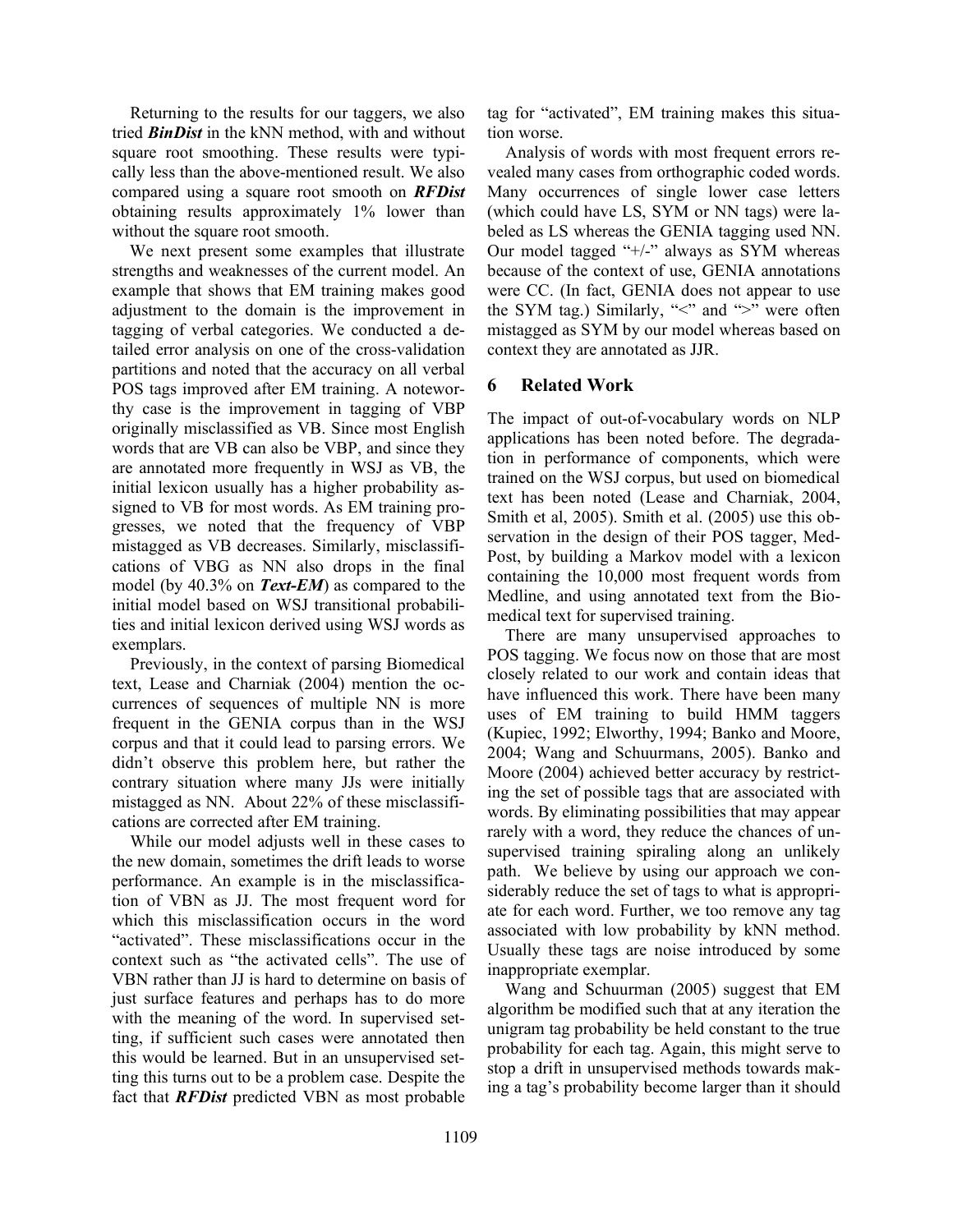Returning to the results for our taggers, we also tried ***BinDist*** in the kNN method, with and without square root smoothing. These results were typically less than the above-mentioned result. We also compared using a square root smooth on ***RFDist*** obtaining results approximately 1% lower than without the square root smooth.

We next present some examples that illustrate strengths and weaknesses of the current model. An example that shows that EM training makes good adjustment to the domain is the improvement in tagging of verbal categories. We conducted a detailed error analysis on one of the cross-validation partitions and noted that the accuracy on all verbal POS tags improved after EM training. A noteworthy case is the improvement in tagging of VBP originally misclassified as VB. Since most English words that are VB can also be VBP, and since they are annotated more frequently in WSJ as VB, the initial lexicon usually has a higher probability assigned to VB for most words. As EM training progresses, we noted that the frequency of VBP mistagged as VB decreases. Similarly, misclassifications of VBG as NN also drops in the final model (by 40.3% on ***Text-EM***) as compared to the initial model based on WSJ transitional probabilities and initial lexicon derived using WSJ words as exemplars.

Previously, in the context of parsing Biomedical text, Lease and Charniak (2004) mention the occurrences of sequences of multiple NN is more frequent in the GENIA corpus than in the WSJ corpus and that it could lead to parsing errors. We didn't observe this problem here, but rather the contrary situation where many JJs were initially mistagged as NN. About 22% of these misclassifications are corrected after EM training.

While our model adjusts well in these cases to the new domain, sometimes the drift leads to worse performance. An example is in the misclassification of VBN as JJ. The most frequent word for which this misclassification occurs in the word "activated". These misclassifications occur in the context such as "the activated cells". The use of VBN rather than JJ is hard to determine on basis of just surface features and perhaps has to do more with the meaning of the word. In supervised setting, if sufficient such cases were annotated then this would be learned. But in an unsupervised setting this turns out to be a problem case. Despite the fact that ***RFDist*** predicted VBN as most probable tag for "activated", EM training makes this situation worse.

Analysis of words with most frequent errors revealed many cases from orthographic coded words. Many occurrences of single lower case letters (which could have LS, SYM or NN tags) were labeled as LS whereas the GENIA tagging used NN. Our model tagged "+/-" always as SYM whereas because of the context of use, GENIA annotations were CC. (In fact, GENIA does not appear to use the SYM tag.) Similarly, "<" and ">" were often mistagged as SYM by our model whereas based on context they are annotated as JJR.

## 6 Related Work

The impact of out-of-vocabulary words on NLP applications has been noted before. The degradation in performance of components, which were trained on the WSJ corpus, but used on biomedical text has been noted (Lease and Charniak, 2004, Smith et al, 2005). Smith et al. (2005) use this observation in the design of their POS tagger, MedPost, by building a Markov model with a lexicon containing the 10,000 most frequent words from Medline, and using annotated text from the Biomedical text for supervised training.

There are many unsupervised approaches to POS tagging. We focus now on those that are most closely related to our work and contain ideas that have influenced this work. There have been many uses of EM training to build HMM taggers (Kupiec, 1992; Elworthy, 1994; Banko and Moore, 2004; Wang and Schuurmans, 2005). Banko and Moore (2004) achieved better accuracy by restricting the set of possible tags that are associated with words. By eliminating possibilities that may appear rarely with a word, they reduce the chances of unsupervised training spiraling along an unlikely path. We believe by using our approach we considerably reduce the set of tags to what is appropriate for each word. Further, we too remove any tag associated with low probability by kNN method. Usually these tags are noise introduced by some inappropriate exemplar.

Wang and Schuurman (2005) suggest that EM algorithm be modified such that at any iteration the unigram tag probability be held constant to the true probability for each tag. Again, this might serve to stop a drift in unsupervised methods towards making a tag's probability become larger than it should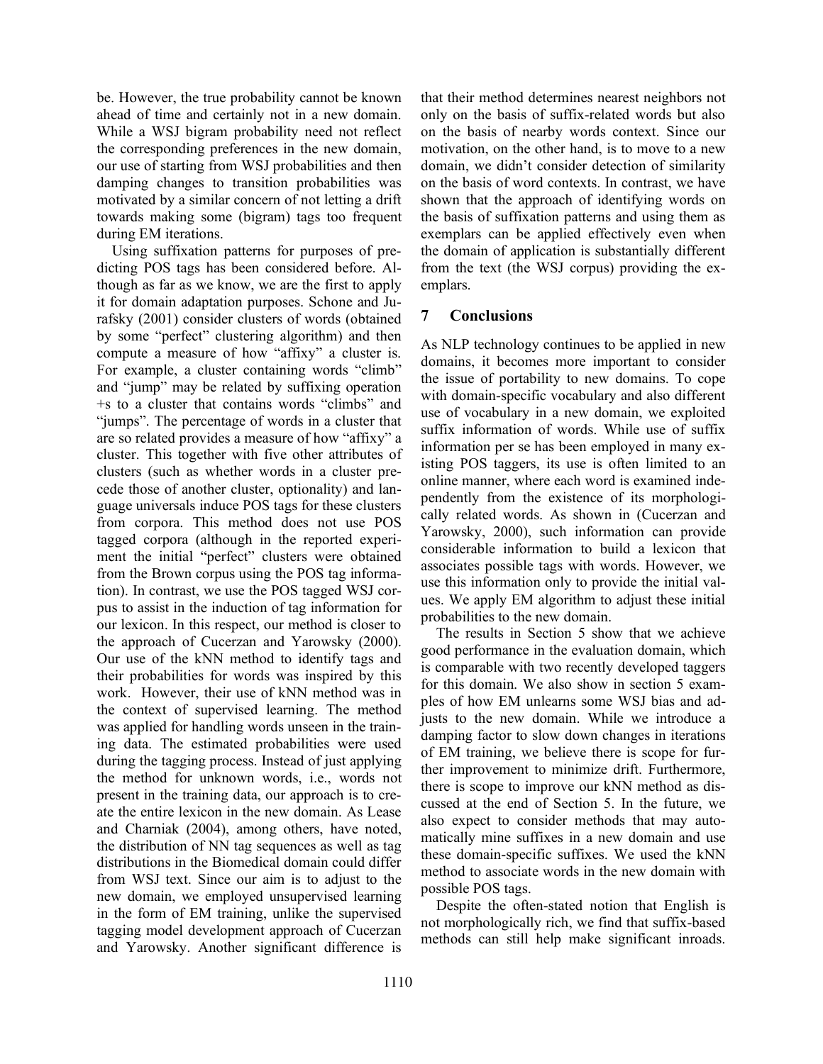be. However, the true probability cannot be known ahead of time and certainly not in a new domain. While a WSJ bigram probability need not reflect the corresponding preferences in the new domain, our use of starting from WSJ probabilities and then damping changes to transition probabilities was motivated by a similar concern of not letting a drift towards making some (bigram) tags too frequent during EM iterations.

Using suffixation patterns for purposes of predicting POS tags has been considered before. Although as far as we know, we are the first to apply it for domain adaptation purposes. Schone and Jurafsky (2001) consider clusters of words (obtained by some "perfect" clustering algorithm) and then compute a measure of how "affixy" a cluster is. For example, a cluster containing words "climb" and "jump" may be related by suffixing operation +s to a cluster that contains words "climbs" and "jumps". The percentage of words in a cluster that are so related provides a measure of how "affixy" a cluster. This together with five other attributes of clusters (such as whether words in a cluster precede those of another cluster, optionality) and language universals induce POS tags for these clusters from corpora. This method does not use POS tagged corpora (although in the reported experiment the initial "perfect" clusters were obtained from the Brown corpus using the POS tag information). In contrast, we use the POS tagged WSJ corpus to assist in the induction of tag information for our lexicon. In this respect, our method is closer to the approach of Cucerzan and Yarowsky (2000). Our use of the kNN method to identify tags and their probabilities for words was inspired by this work. However, their use of kNN method was in the context of supervised learning. The method was applied for handling words unseen in the training data. The estimated probabilities were used during the tagging process. Instead of just applying the method for unknown words, i.e., words not present in the training data, our approach is to create the entire lexicon in the new domain. As Lease and Charniak (2004), among others, have noted, the distribution of NN tag sequences as well as tag distributions in the Biomedical domain could differ from WSJ text. Since our aim is to adjust to the new domain, we employed unsupervised learning in the form of EM training, unlike the supervised tagging model development approach of Cucerzan and Yarowsky. Another significant difference is that their method determines nearest neighbors not only on the basis of suffix-related words but also on the basis of nearby words context. Since our motivation, on the other hand, is to move to a new domain, we didn't consider detection of similarity on the basis of word contexts. In contrast, we have shown that the approach of identifying words on the basis of suffixation patterns and using them as exemplars can be applied effectively even when the domain of application is substantially different from the text (the WSJ corpus) providing the exemplars.

## 7 Conclusions

As NLP technology continues to be applied in new domains, it becomes more important to consider the issue of portability to new domains. To cope with domain-specific vocabulary and also different use of vocabulary in a new domain, we exploited suffix information of words. While use of suffix information per se has been employed in many existing POS taggers, its use is often limited to an online manner, where each word is examined independently from the existence of its morphologically related words. As shown in (Cucerzan and Yarowsky, 2000), such information can provide considerable information to build a lexicon that associates possible tags with words. However, we use this information only to provide the initial values. We apply EM algorithm to adjust these initial probabilities to the new domain.

The results in Section 5 show that we achieve good performance in the evaluation domain, which is comparable with two recently developed taggers for this domain. We also show in section 5 examples of how EM unlearns some WSJ bias and adjusts to the new domain. While we introduce a damping factor to slow down changes in iterations of EM training, we believe there is scope for further improvement to minimize drift. Furthermore, there is scope to improve our kNN method as discussed at the end of Section 5. In the future, we also expect to consider methods that may automatically mine suffixes in a new domain and use these domain-specific suffixes. We used the kNN method to associate words in the new domain with possible POS tags.

Despite the often-stated notion that English is not morphologically rich, we find that suffix-based methods can still help make significant inroads.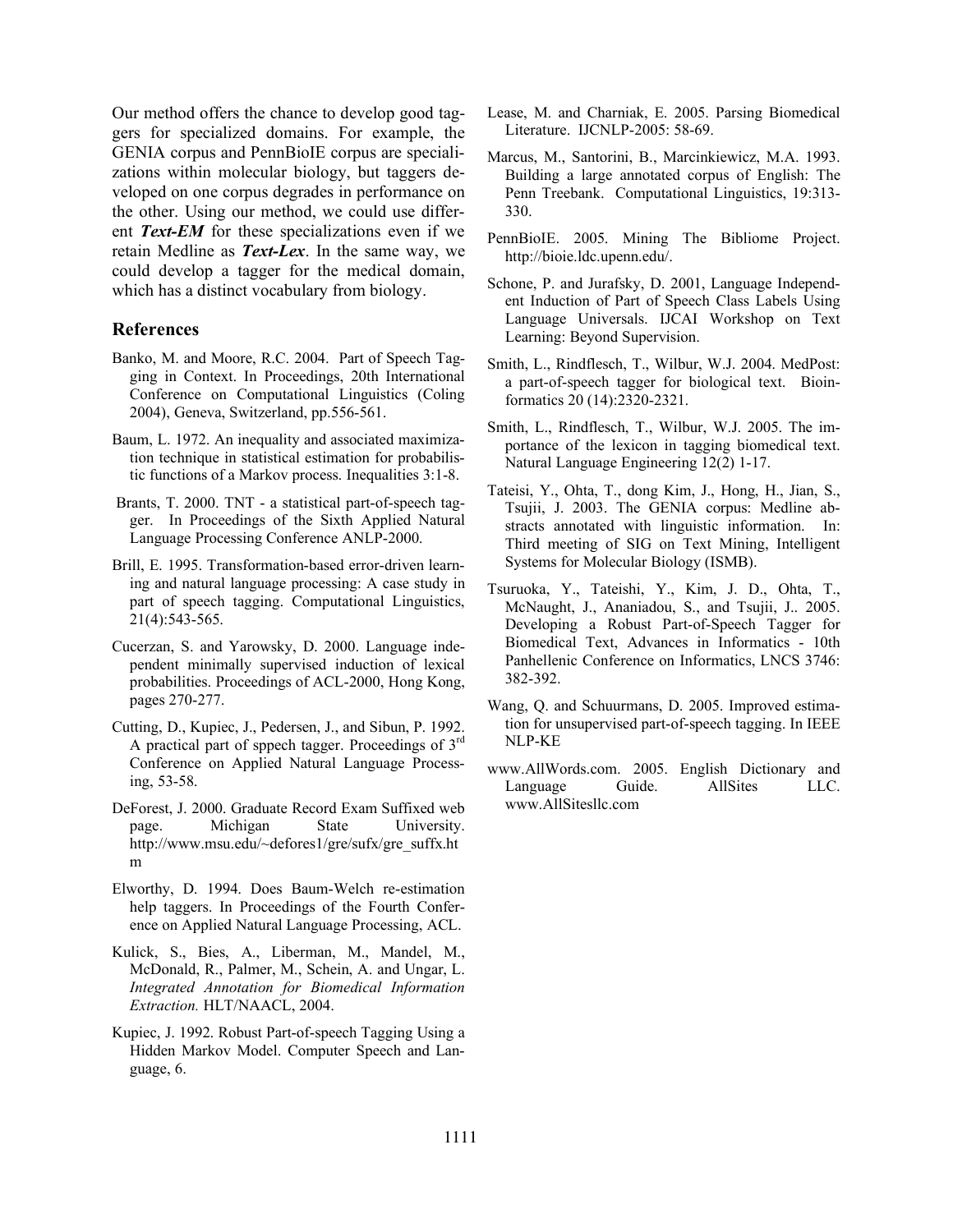Our method offers the chance to develop good taggers for specialized domains. For example, the GENIA corpus and PennBioIE corpus are specializations within molecular biology, but taggers developed on one corpus degrades in performance on the other. Using our method, we could use different ***Text-EM*** for these specializations even if we retain Medline as ***Text-Lex***. In the same way, we could develop a tagger for the medical domain, which has a distinct vocabulary from biology.

## References

Banko, M. and Moore, R.C. 2004. Part of Speech Tagging in Context. In Proceedings, 20th International Conference on Computational Linguistics (Coling 2004), Geneva, Switzerland, pp.556-561.

Baum, L. 1972. An inequality and associated maximization technique in statistical estimation for probabilistic functions of a Markov process. Inequalities 3:1-8.

Brants, T. 2000. TNT - a statistical part-of-speech tagger. In Proceedings of the Sixth Applied Natural Language Processing Conference ANLP-2000.

Brill, E. 1995. Transformation-based error-driven learning and natural language processing: A case study in part of speech tagging. Computational Linguistics, 21(4):543-565.

Cucerzan, S. and Yarowsky, D. 2000. Language independent minimally supervised induction of lexical probabilities. Proceedings of ACL-2000, Hong Kong, pages 270-277.

Cutting, D., Kupiec, J., Pedersen, J., and Sibun, P. 1992. A practical part of sppech tagger. Proceedings of 3rd Conference on Applied Natural Language Processing, 53-58.

DeForest, J. 2000. Graduate Record Exam Suffixed web page. Michigan State University. http://www.msu.edu/~defores1/gre/sufx/gre_suffx.htm

Elworthy, D. 1994. Does Baum-Welch re-estimation help taggers. In Proceedings of the Fourth Conference on Applied Natural Language Processing, ACL.

Kulick, S., Bies, A., Liberman, M., Mandel, M., McDonald, R., Palmer, M., Schein, A. and Ungar, L. *Integrated Annotation for Biomedical Information Extraction.* HLT/NAACL, 2004.

Kupiec, J. 1992. Robust Part-of-speech Tagging Using a Hidden Markov Model. Computer Speech and Language, 6.

Lease, M. and Charniak, E. 2005. Parsing Biomedical Literature. IJCNLP-2005: 58-69.

Marcus, M., Santorini, B., Marcinkiewicz, M.A. 1993. Building a large annotated corpus of English: The Penn Treebank. Computational Linguistics, 19:313-330.

PennBioIE. 2005. Mining The Bibliome Project. http://bioie.ldc.upenn.edu/.

Schone, P. and Jurafsky, D. 2001, Language Independent Induction of Part of Speech Class Labels Using Language Universals. IJCAI Workshop on Text Learning: Beyond Supervision.

Smith, L., Rindflesch, T., Wilbur, W.J. 2004. MedPost: a part-of-speech tagger for biological text. Bioinformatics 20 (14):2320-2321.

Smith, L., Rindflesch, T., Wilbur, W.J. 2005. The importance of the lexicon in tagging biomedical text. Natural Language Engineering 12(2) 1-17.

Tateisi, Y., Ohta, T., dong Kim, J., Hong, H., Jian, S., Tsujii, J. 2003. The GENIA corpus: Medline abstracts annotated with linguistic information. In: Third meeting of SIG on Text Mining, Intelligent Systems for Molecular Biology (ISMB).

Tsuruoka, Y., Tateishi, Y., Kim, J. D., Ohta, T., McNaught, J., Ananiadou, S., and Tsujii, J.. 2005. Developing a Robust Part-of-Speech Tagger for Biomedical Text, Advances in Informatics - 10th Panhellenic Conference on Informatics, LNCS 3746: 382-392.

Wang, Q. and Schuurmans, D. 2005. Improved estimation for unsupervised part-of-speech tagging. In IEEE NLP-KE

www.AllWords.com. 2005. English Dictionary and Language Guide. AllSites LLC. www.AllSitesllc.com